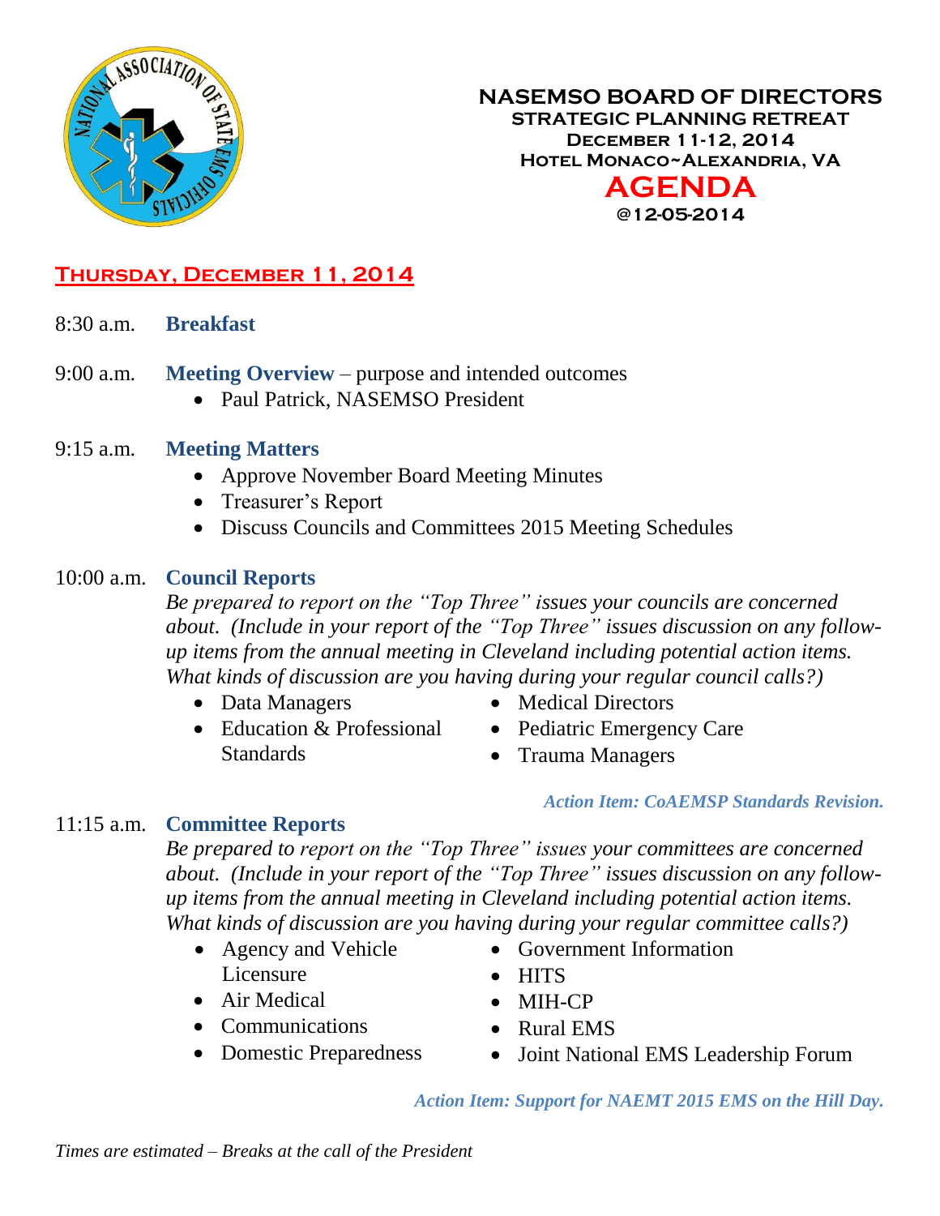# NASEMSO BOARD OF DIRECTORS

## STRATEGIC PLANNING RETREAT

**December 11-12, 2014**

**Hotel Monaco~Alexandria, VA**

# AGENDA

**@12-05-2014**

## Thursday, December 11, 2014

8:30 a.m. **Breakfast**

9:00 a.m. **Meeting Overview** – purpose and intended outcomes

- Paul Patrick, NASEMSO President

9:15 a.m. **Meeting Matters**

- Approve November Board Meeting Minutes
- Treasurer's Report
- Discuss Councils and Committees 2015 Meeting Schedules

10:00 a.m. **Council Reports**

*Be prepared to report on the "Top Three" issues your councils are concerned about. (Include in your report of the "Top Three" issues discussion on any follow-up items from the annual meeting in Cleveland including potential action items. What kinds of discussion are you having during your regular council calls?)*

- Data Managers
- Education & Professional Standards
- Medical Directors
- Pediatric Emergency Care
- Trauma Managers

*Action Item: CoAEMSP Standards Revision.*

11:15 a.m. **Committee Reports**

*Be prepared to report on the "Top Three" issues your committees are concerned about. (Include in your report of the "Top Three" issues discussion on any follow-up items from the annual meeting in Cleveland including potential action items. What kinds of discussion are you having during your regular committee calls?)*

- Agency and Vehicle Licensure
- Air Medical
- Communications
- Domestic Preparedness
- Government Information
- HITS
- MIH-CP
- Rural EMS
- Joint National EMS Leadership Forum

*Action Item: Support for NAEMT 2015 EMS on the Hill Day.*

*Times are estimated – Breaks at the call of the President*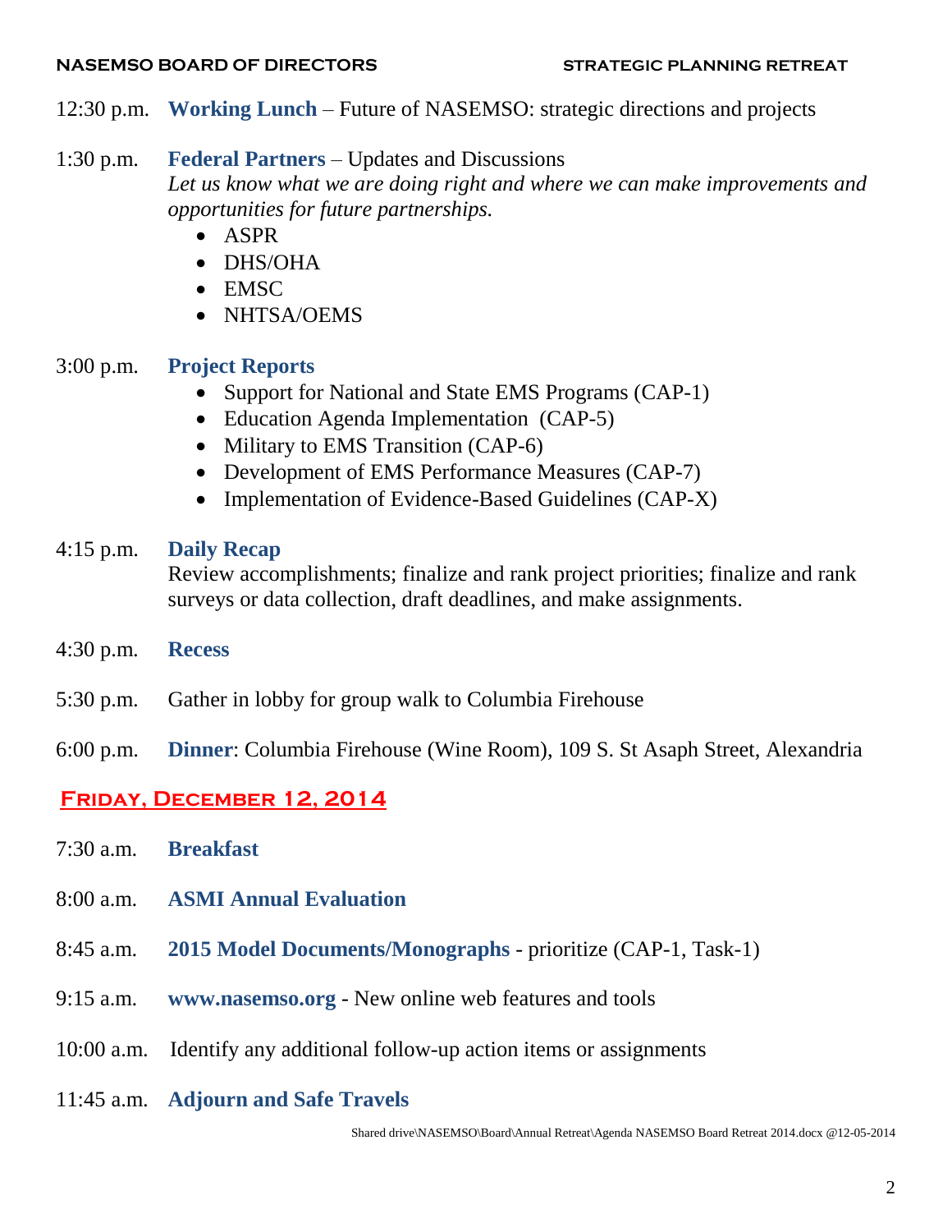12:30 p.m. **Working Lunch** – Future of NASEMSO: strategic directions and projects

1:30 p.m. **Federal Partners** – Updates and Discussions
*Let us know what we are doing right and where we can make improvements and opportunities for future partnerships.*

- ASPR
- DHS/OHA
- EMSC
- NHTSA/OEMS

3:00 p.m. **Project Reports**

- Support for National and State EMS Programs (CAP-1)
- Education Agenda Implementation (CAP-5)
- Military to EMS Transition (CAP-6)
- Development of EMS Performance Measures (CAP-7)
- Implementation of Evidence-Based Guidelines (CAP-X)

4:15 p.m. **Daily Recap**
Review accomplishments; finalize and rank project priorities; finalize and rank surveys or data collection, draft deadlines, and make assignments.

4:30 p.m. **Recess**

5:30 p.m. Gather in lobby for group walk to Columbia Firehouse

6:00 p.m. **Dinner**: Columbia Firehouse (Wine Room), 109 S. St Asaph Street, Alexandria

## Friday, December 12, 2014

7:30 a.m. **Breakfast**

8:00 a.m. **ASMI Annual Evaluation**

8:45 a.m. **2015 Model Documents/Monographs** - prioritize (CAP-1, Task-1)

9:15 a.m. **www.nasemso.org** - New online web features and tools

10:00 a.m. Identify any additional follow-up action items or assignments

11:45 a.m. **Adjourn and Safe Travels**

Shared drive\NASEMSO\Board\Annual Retreat\Agenda NASEMSO Board Retreat 2014.docx @12-05-2014